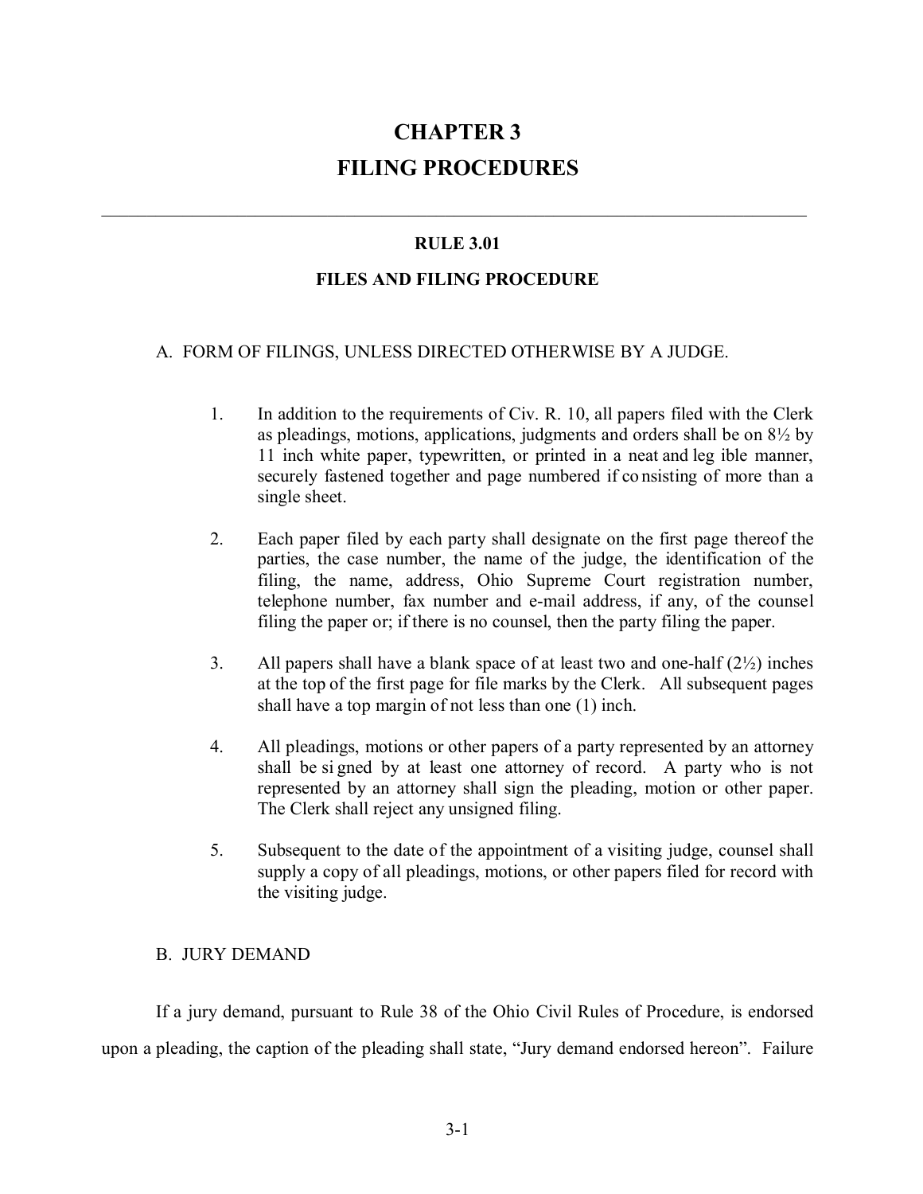# CHAPTER 3
# FILING PROCEDURES

---

## RULE 3.01

### FILES AND FILING PROCEDURE

A. FORM OF FILINGS, UNLESS DIRECTED OTHERWISE BY A JUDGE.

1. In addition to the requirements of Civ. R. 10, all papers filed with the Clerk as pleadings, motions, applications, judgments and orders shall be on 8½ by 11 inch white paper, typewritten, or printed in a neat and legible manner, securely fastened together and page numbered if consisting of more than a single sheet.

2. Each paper filed by each party shall designate on the first page thereof the parties, the case number, the name of the judge, the identification of the filing, the name, address, Ohio Supreme Court registration number, telephone number, fax number and e-mail address, if any, of the counsel filing the paper or; if there is no counsel, then the party filing the paper.

3. All papers shall have a blank space of at least two and one-half (2½) inches at the top of the first page for file marks by the Clerk. All subsequent pages shall have a top margin of not less than one (1) inch.

4. All pleadings, motions or other papers of a party represented by an attorney shall be signed by at least one attorney of record. A party who is not represented by an attorney shall sign the pleading, motion or other paper. The Clerk shall reject any unsigned filing.

5. Subsequent to the date of the appointment of a visiting judge, counsel shall supply a copy of all pleadings, motions, or other papers filed for record with the visiting judge.

B. JURY DEMAND

If a jury demand, pursuant to Rule 38 of the Ohio Civil Rules of Procedure, is endorsed upon a pleading, the caption of the pleading shall state, "Jury demand endorsed hereon". Failure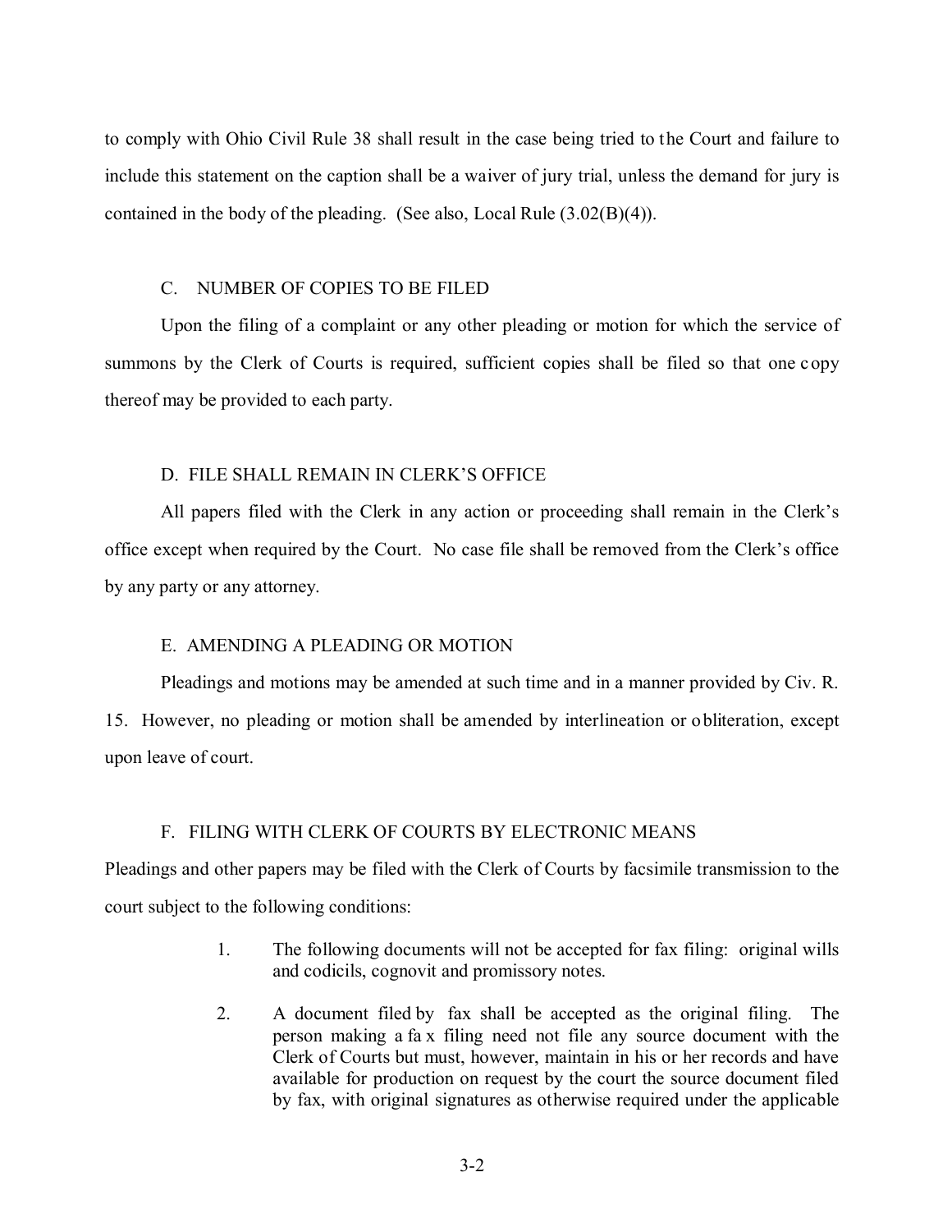to comply with Ohio Civil Rule 38 shall result in the case being tried to the Court and failure to include this statement on the caption shall be a waiver of jury trial, unless the demand for jury is contained in the body of the pleading. (See also, Local Rule (3.02(B)(4)).

### C. NUMBER OF COPIES TO BE FILED

Upon the filing of a complaint or any other pleading or motion for which the service of summons by the Clerk of Courts is required, sufficient copies shall be filed so that one copy thereof may be provided to each party.

### D. FILE SHALL REMAIN IN CLERK'S OFFICE

All papers filed with the Clerk in any action or proceeding shall remain in the Clerk's office except when required by the Court. No case file shall be removed from the Clerk's office by any party or any attorney.

### E. AMENDING A PLEADING OR MOTION

Pleadings and motions may be amended at such time and in a manner provided by Civ. R. 15. However, no pleading or motion shall be amended by interlineation or obliteration, except upon leave of court.

### F. FILING WITH CLERK OF COURTS BY ELECTRONIC MEANS

Pleadings and other papers may be filed with the Clerk of Courts by facsimile transmission to the court subject to the following conditions:

1. The following documents will not be accepted for fax filing: original wills and codicils, cognovit and promissory notes.
2. A document filed by fax shall be accepted as the original filing. The person making a fax filing need not file any source document with the Clerk of Courts but must, however, maintain in his or her records and have available for production on request by the court the source document filed by fax, with original signatures as otherwise required under the applicable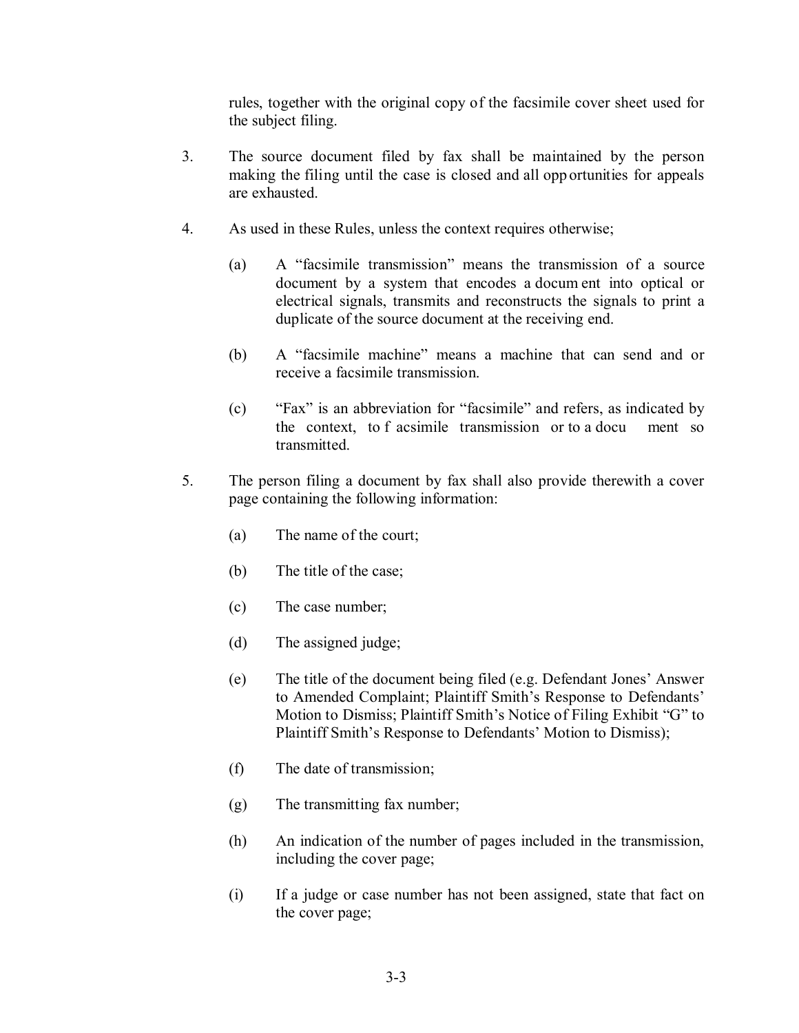rules, together with the original copy of the facsimile cover sheet used for the subject filing.

3. The source document filed by fax shall be maintained by the person making the filing until the case is closed and all opportunities for appeals are exhausted.

4. As used in these Rules, unless the context requires otherwise;

   (a) A "facsimile transmission" means the transmission of a source document by a system that encodes a document into optical or electrical signals, transmits and reconstructs the signals to print a duplicate of the source document at the receiving end.

   (b) A "facsimile machine" means a machine that can send and or receive a facsimile transmission.

   (c) "Fax" is an abbreviation for "facsimile" and refers, as indicated by the context, to facsimile transmission or to a document so transmitted.

5. The person filing a document by fax shall also provide therewith a cover page containing the following information:

   (a) The name of the court;

   (b) The title of the case;

   (c) The case number;

   (d) The assigned judge;

   (e) The title of the document being filed (e.g. Defendant Jones' Answer to Amended Complaint; Plaintiff Smith's Response to Defendants' Motion to Dismiss; Plaintiff Smith's Notice of Filing Exhibit "G" to Plaintiff Smith's Response to Defendants' Motion to Dismiss);

   (f) The date of transmission;

   (g) The transmitting fax number;

   (h) An indication of the number of pages included in the transmission, including the cover page;

   (i) If a judge or case number has not been assigned, state that fact on the cover page;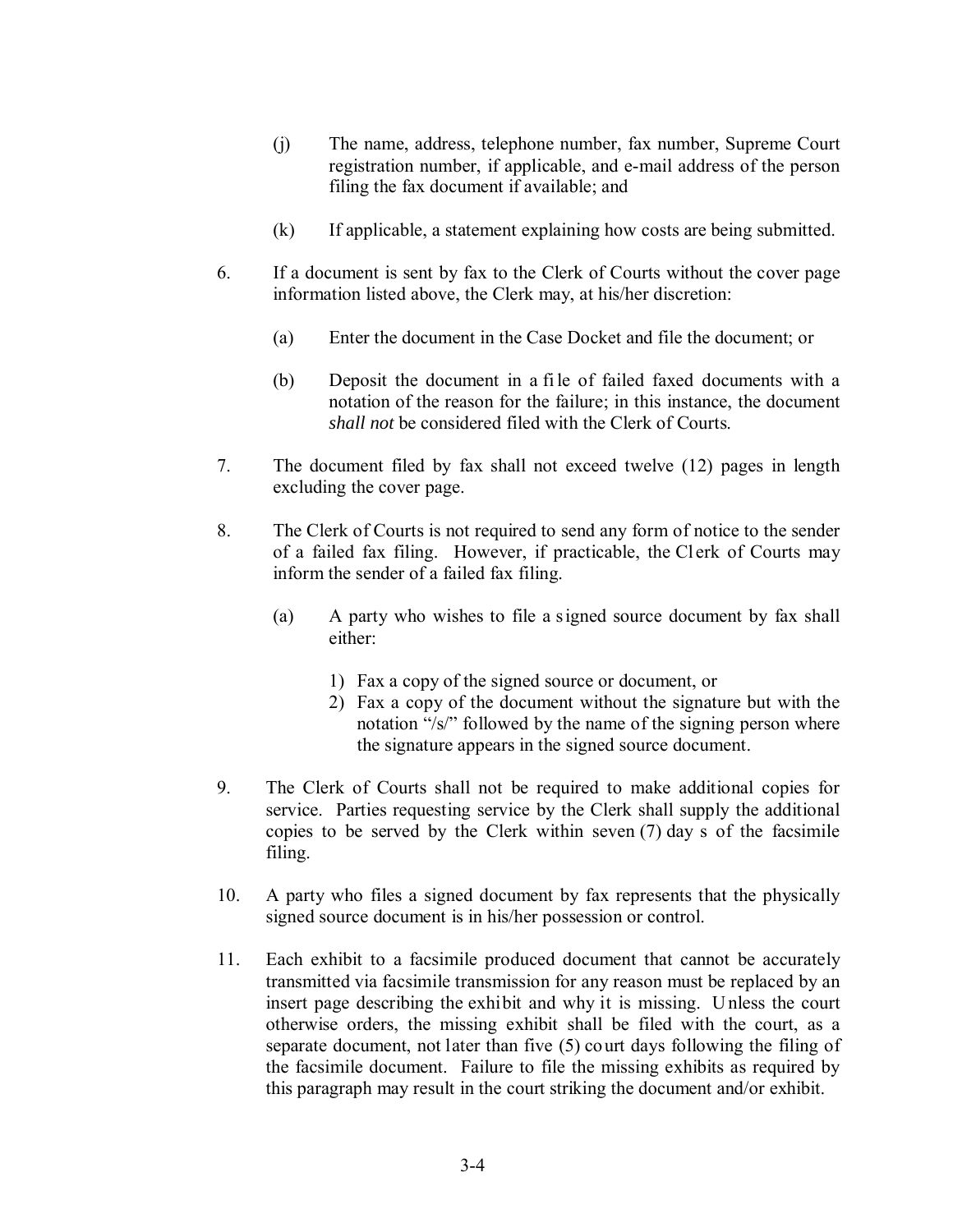(j) The name, address, telephone number, fax number, Supreme Court registration number, if applicable, and e-mail address of the person filing the fax document if available; and

(k) If applicable, a statement explaining how costs are being submitted.

6. If a document is sent by fax to the Clerk of Courts without the cover page information listed above, the Clerk may, at his/her discretion:

   (a) Enter the document in the Case Docket and file the document; or

   (b) Deposit the document in a file of failed faxed documents with a notation of the reason for the failure; in this instance, the document *shall not* be considered filed with the Clerk of Courts.

7. The document filed by fax shall not exceed twelve (12) pages in length excluding the cover page.

8. The Clerk of Courts is not required to send any form of notice to the sender of a failed fax filing. However, if practicable, the Clerk of Courts may inform the sender of a failed fax filing.

   (a) A party who wishes to file a signed source document by fax shall either:

      1) Fax a copy of the signed source or document, or
      2) Fax a copy of the document without the signature but with the notation "/s/" followed by the name of the signing person where the signature appears in the signed source document.

9. The Clerk of Courts shall not be required to make additional copies for service. Parties requesting service by the Clerk shall supply the additional copies to be served by the Clerk within seven (7) days of the facsimile filing.

10. A party who files a signed document by fax represents that the physically signed source document is in his/her possession or control.

11. Each exhibit to a facsimile produced document that cannot be accurately transmitted via facsimile transmission for any reason must be replaced by an insert page describing the exhibit and why it is missing. Unless the court otherwise orders, the missing exhibit shall be filed with the court, as a separate document, not later than five (5) court days following the filing of the facsimile document. Failure to file the missing exhibits as required by this paragraph may result in the court striking the document and/or exhibit.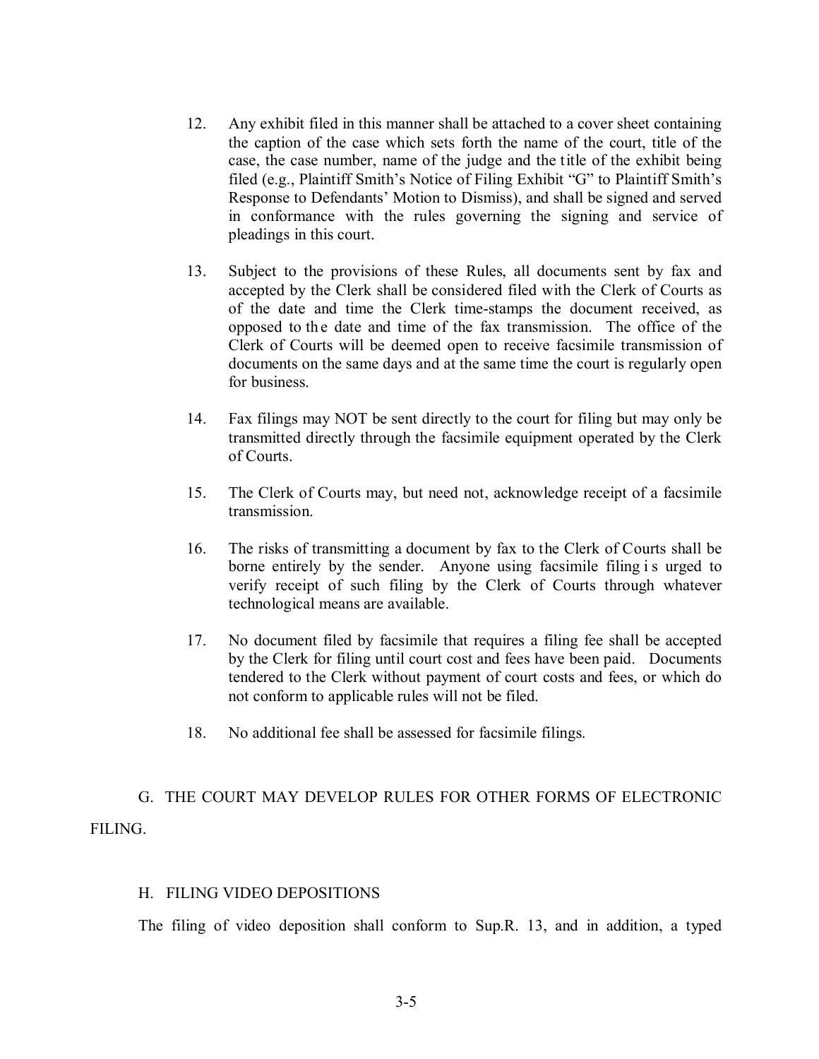12. Any exhibit filed in this manner shall be attached to a cover sheet containing the caption of the case which sets forth the name of the court, title of the case, the case number, name of the judge and the title of the exhibit being filed (e.g., Plaintiff Smith's Notice of Filing Exhibit "G" to Plaintiff Smith's Response to Defendants' Motion to Dismiss), and shall be signed and served in conformance with the rules governing the signing and service of pleadings in this court.

13. Subject to the provisions of these Rules, all documents sent by fax and accepted by the Clerk shall be considered filed with the Clerk of Courts as of the date and time the Clerk time-stamps the document received, as opposed to the date and time of the fax transmission. The office of the Clerk of Courts will be deemed open to receive facsimile transmission of documents on the same days and at the same time the court is regularly open for business.

14. Fax filings may NOT be sent directly to the court for filing but may only be transmitted directly through the facsimile equipment operated by the Clerk of Courts.

15. The Clerk of Courts may, but need not, acknowledge receipt of a facsimile transmission.

16. The risks of transmitting a document by fax to the Clerk of Courts shall be borne entirely by the sender. Anyone using facsimile filing is urged to verify receipt of such filing by the Clerk of Courts through whatever technological means are available.

17. No document filed by facsimile that requires a filing fee shall be accepted by the Clerk for filing until court cost and fees have been paid. Documents tendered to the Clerk without payment of court costs and fees, or which do not conform to applicable rules will not be filed.

18. No additional fee shall be assessed for facsimile filings.

G. THE COURT MAY DEVELOP RULES FOR OTHER FORMS OF ELECTRONIC FILING.

H. FILING VIDEO DEPOSITIONS

The filing of video deposition shall conform to Sup.R. 13, and in addition, a typed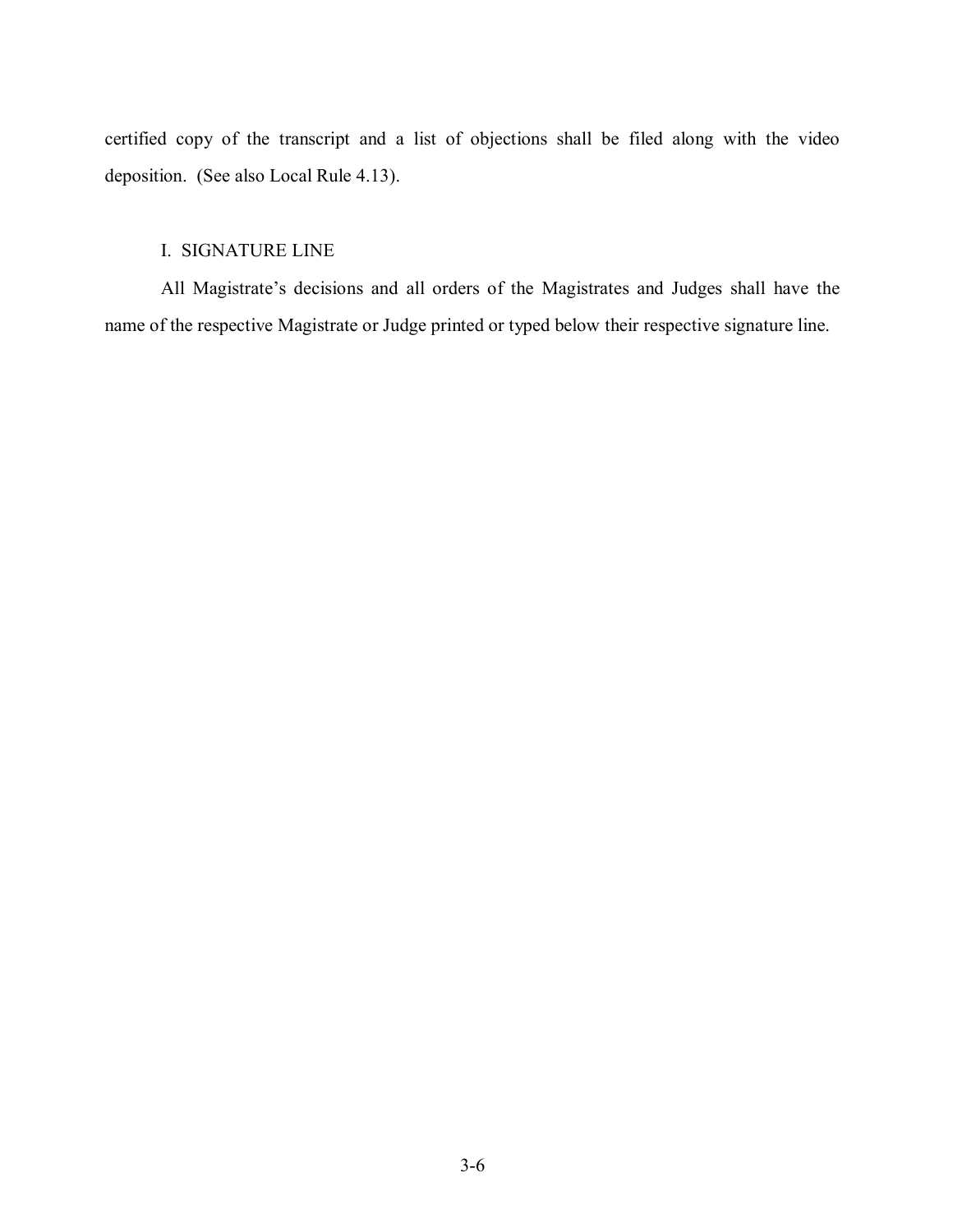certified copy of the transcript and a list of objections shall be filed along with the video deposition. (See also Local Rule 4.13).

## I. SIGNATURE LINE

All Magistrate's decisions and all orders of the Magistrates and Judges shall have the name of the respective Magistrate or Judge printed or typed below their respective signature line.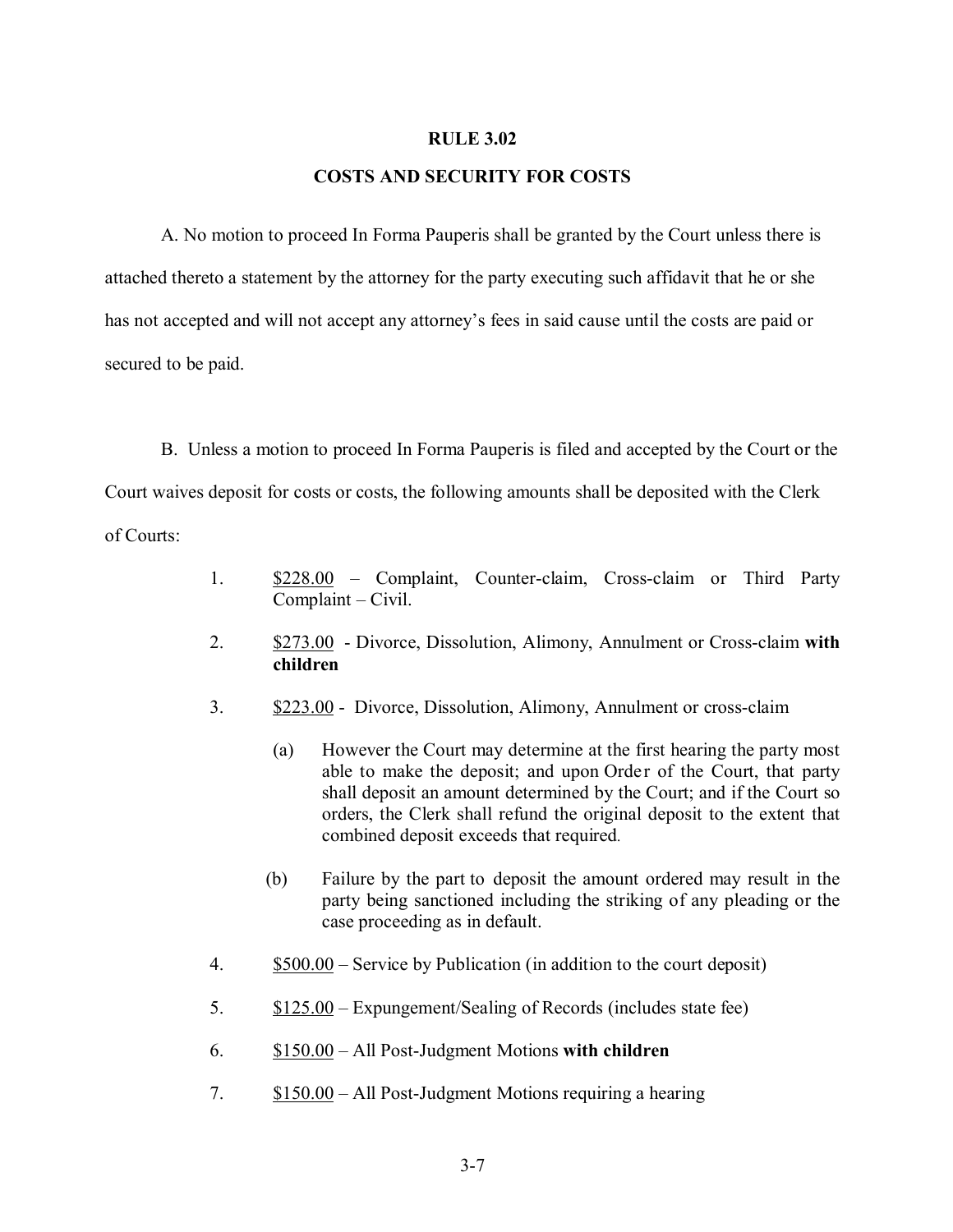# RULE 3.02

## COSTS AND SECURITY FOR COSTS

A. No motion to proceed In Forma Pauperis shall be granted by the Court unless there is attached thereto a statement by the attorney for the party executing such affidavit that he or she has not accepted and will not accept any attorney's fees in said cause until the costs are paid or secured to be paid.

B. Unless a motion to proceed In Forma Pauperis is filed and accepted by the Court or the Court waives deposit for costs or costs, the following amounts shall be deposited with the Clerk of Courts:

1. $228.00 – Complaint, Counter-claim, Cross-claim or Third Party Complaint – Civil.

2. $273.00 - Divorce, Dissolution, Alimony, Annulment or Cross-claim **with children**

3. $223.00 - Divorce, Dissolution, Alimony, Annulment or cross-claim

   (a) However the Court may determine at the first hearing the party most able to make the deposit; and upon Order of the Court, that party shall deposit an amount determined by the Court; and if the Court so orders, the Clerk shall refund the original deposit to the extent that combined deposit exceeds that required.

   (b) Failure by the part to deposit the amount ordered may result in the party being sanctioned including the striking of any pleading or the case proceeding as in default.

4. $500.00 – Service by Publication (in addition to the court deposit)

5. $125.00 – Expungement/Sealing of Records (includes state fee)

6. $150.00 – All Post-Judgment Motions **with children**

7. $150.00 – All Post-Judgment Motions requiring a hearing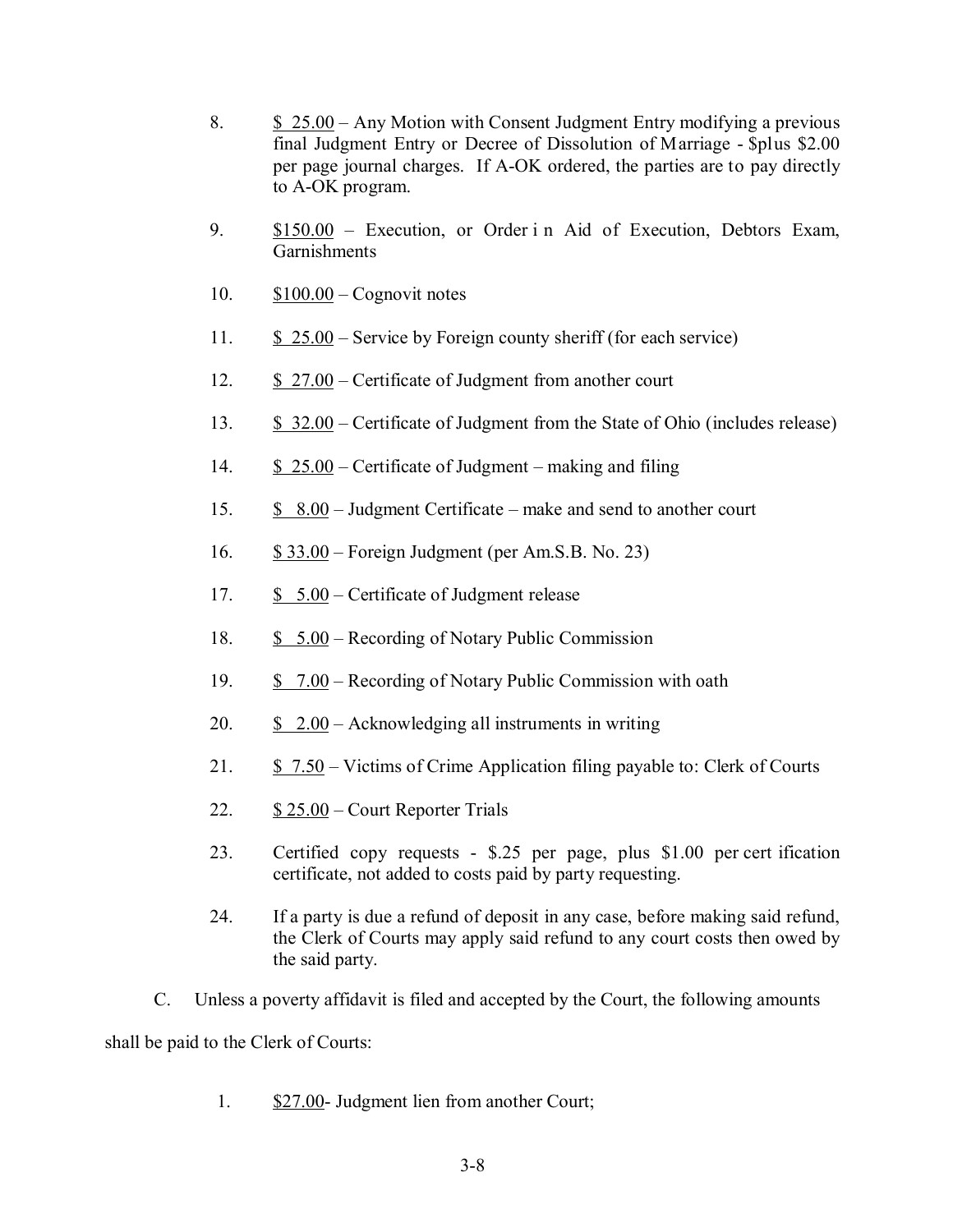8. $ 25.00 – Any Motion with Consent Judgment Entry modifying a previous final Judgment Entry or Decree of Dissolution of Marriage - $plus $2.00 per page journal charges. If A-OK ordered, the parties are to pay directly to A-OK program.

9. $150.00 – Execution, or Order i n Aid of Execution, Debtors Exam, Garnishments

10. $100.00 – Cognovit notes

11. $ 25.00 – Service by Foreign county sheriff (for each service)

12. $ 27.00 – Certificate of Judgment from another court

13. $ 32.00 – Certificate of Judgment from the State of Ohio (includes release)

14. $ 25.00 – Certificate of Judgment – making and filing

15. $ 8.00 – Judgment Certificate – make and send to another court

16. $ 33.00 – Foreign Judgment (per Am.S.B. No. 23)

17. $ 5.00 – Certificate of Judgment release

18. $ 5.00 – Recording of Notary Public Commission

19. $ 7.00 – Recording of Notary Public Commission with oath

20. $ 2.00 – Acknowledging all instruments in writing

21. $ 7.50 – Victims of Crime Application filing payable to: Clerk of Courts

22. $ 25.00 – Court Reporter Trials

23. Certified copy requests - $.25 per page, plus $1.00 per cert ification certificate, not added to costs paid by party requesting.

24. If a party is due a refund of deposit in any case, before making said refund, the Clerk of Courts may apply said refund to any court costs then owed by the said party.

C. Unless a poverty affidavit is filed and accepted by the Court, the following amounts shall be paid to the Clerk of Courts:

1. $27.00- Judgment lien from another Court;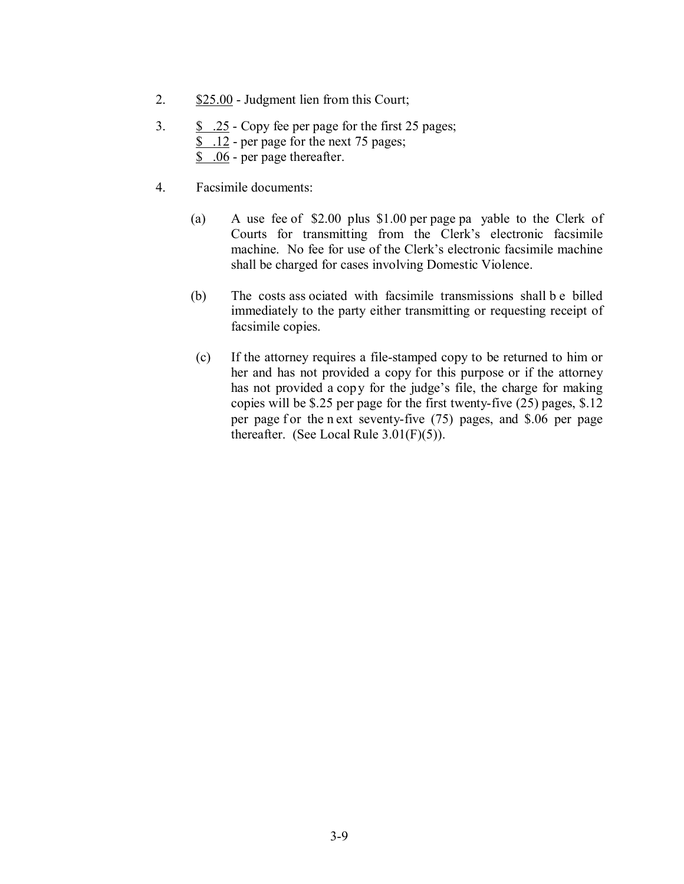2. $25.00 - Judgment lien from this Court;

3. $ .25 - Copy fee per page for the first 25 pages;
   $ .12 - per page for the next 75 pages;
   $ .06 - per page thereafter.

4. Facsimile documents:

   (a) A use fee of $2.00 plus $1.00 per page payable to the Clerk of Courts for transmitting from the Clerk's electronic facsimile machine. No fee for use of the Clerk's electronic facsimile machine shall be charged for cases involving Domestic Violence.

   (b) The costs associated with facsimile transmissions shall be billed immediately to the party either transmitting or requesting receipt of facsimile copies.

   (c) If the attorney requires a file-stamped copy to be returned to him or her and has not provided a copy for this purpose or if the attorney has not provided a copy for the judge's file, the charge for making copies will be $.25 per page for the first twenty-five (25) pages, $.12 per page for the next seventy-five (75) pages, and $.06 per page thereafter. (See Local Rule 3.01(F)(5)).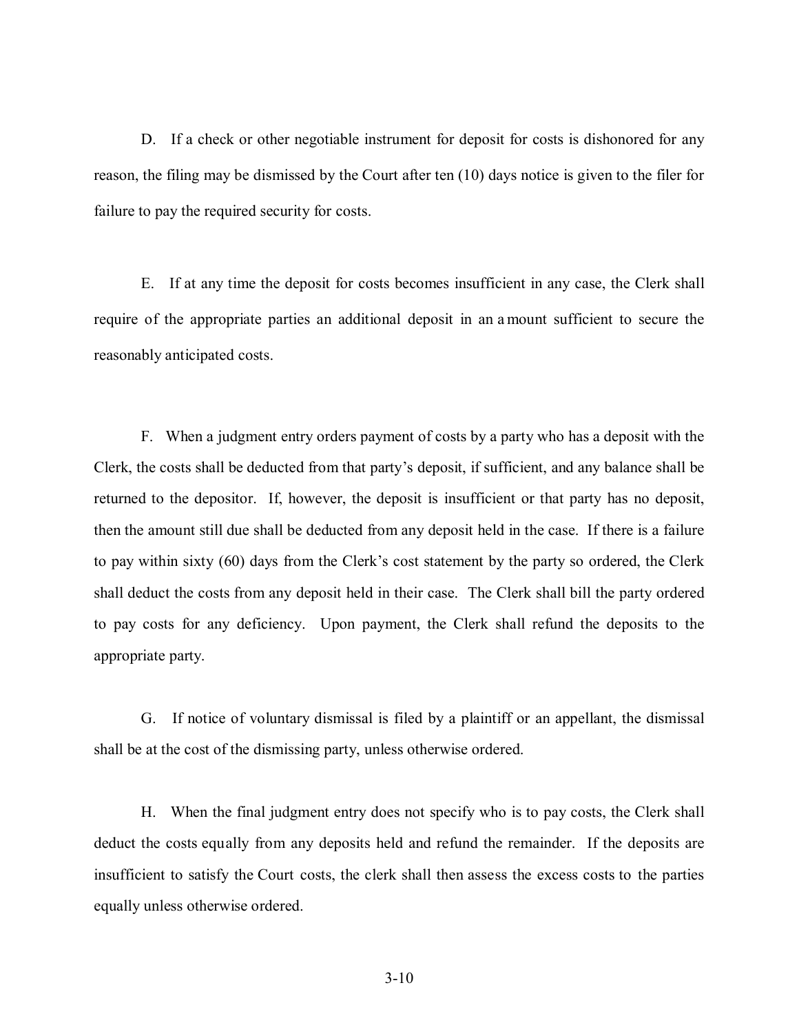D. If a check or other negotiable instrument for deposit for costs is dishonored for any reason, the filing may be dismissed by the Court after ten (10) days notice is given to the filer for failure to pay the required security for costs.

E. If at any time the deposit for costs becomes insufficient in any case, the Clerk shall require of the appropriate parties an additional deposit in an amount sufficient to secure the reasonably anticipated costs.

F. When a judgment entry orders payment of costs by a party who has a deposit with the Clerk, the costs shall be deducted from that party's deposit, if sufficient, and any balance shall be returned to the depositor. If, however, the deposit is insufficient or that party has no deposit, then the amount still due shall be deducted from any deposit held in the case. If there is a failure to pay within sixty (60) days from the Clerk's cost statement by the party so ordered, the Clerk shall deduct the costs from any deposit held in their case. The Clerk shall bill the party ordered to pay costs for any deficiency. Upon payment, the Clerk shall refund the deposits to the appropriate party.

G. If notice of voluntary dismissal is filed by a plaintiff or an appellant, the dismissal shall be at the cost of the dismissing party, unless otherwise ordered.

H. When the final judgment entry does not specify who is to pay costs, the Clerk shall deduct the costs equally from any deposits held and refund the remainder. If the deposits are insufficient to satisfy the Court costs, the clerk shall then assess the excess costs to the parties equally unless otherwise ordered.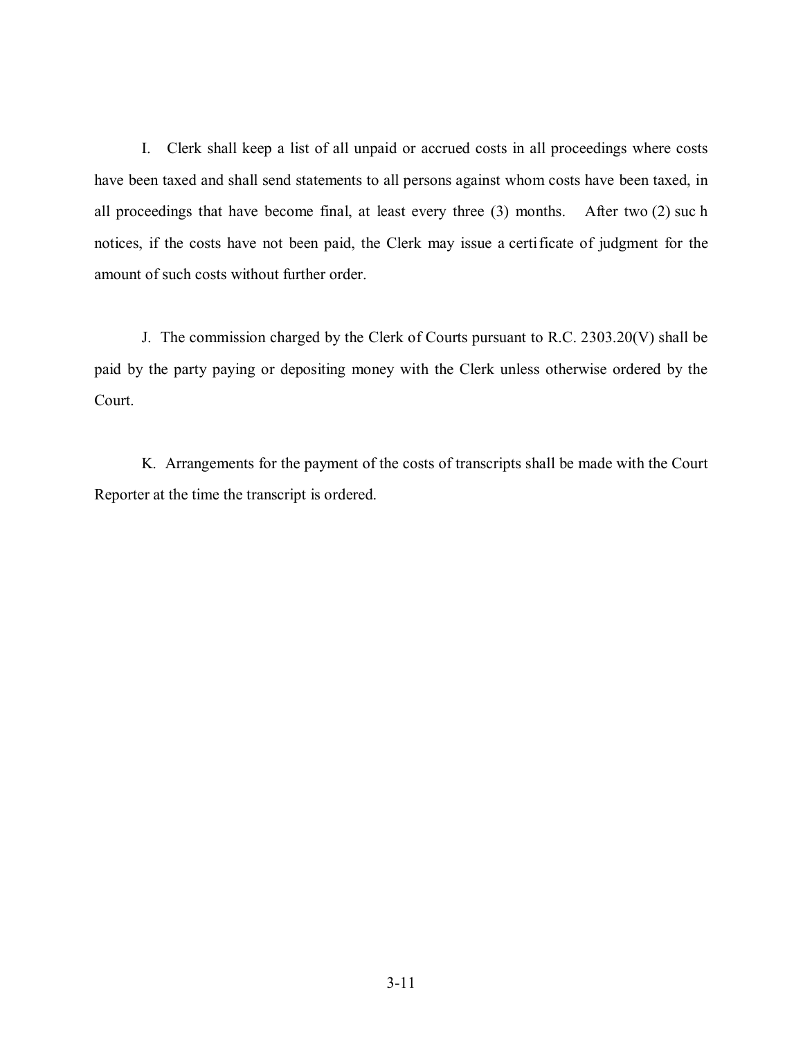I. Clerk shall keep a list of all unpaid or accrued costs in all proceedings where costs have been taxed and shall send statements to all persons against whom costs have been taxed, in all proceedings that have become final, at least every three (3) months. After two (2) such notices, if the costs have not been paid, the Clerk may issue a certificate of judgment for the amount of such costs without further order.

J. The commission charged by the Clerk of Courts pursuant to R.C. 2303.20(V) shall be paid by the party paying or depositing money with the Clerk unless otherwise ordered by the Court.

K. Arrangements for the payment of the costs of transcripts shall be made with the Court Reporter at the time the transcript is ordered.